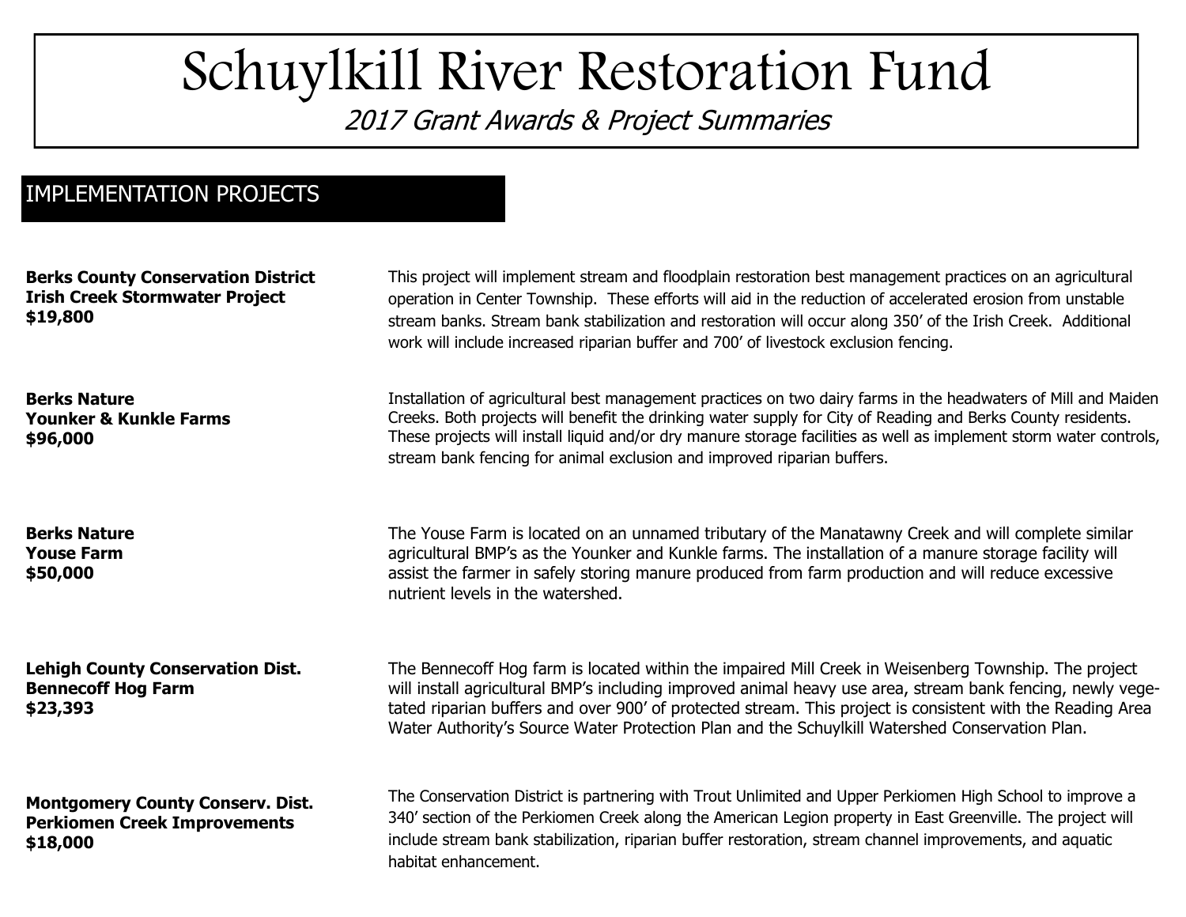# Schuylkill River Restoration Fund

*2017 Grant Awards & Project Summaries*

## IMPLEMENTATION PROJECTS

**Berks County Conservation District**
**Irish Creek Stormwater Project**
**$19,800**

This project will implement stream and floodplain restoration best management practices on an agricultural operation in Center Township. These efforts will aid in the reduction of accelerated erosion from unstable stream banks. Stream bank stabilization and restoration will occur along 350' of the Irish Creek. Additional work will include increased riparian buffer and 700' of livestock exclusion fencing.

**Berks Nature**
**Younker & Kunkle Farms**
**$96,000**

Installation of agricultural best management practices on two dairy farms in the headwaters of Mill and Maiden Creeks. Both projects will benefit the drinking water supply for City of Reading and Berks County residents. These projects will install liquid and/or dry manure storage facilities as well as implement storm water controls, stream bank fencing for animal exclusion and improved riparian buffers.

**Berks Nature**
**Youse Farm**
**$50,000**

The Youse Farm is located on an unnamed tributary of the Manatawny Creek and will complete similar agricultural BMP's as the Younker and Kunkle farms. The installation of a manure storage facility will assist the farmer in safely storing manure produced from farm production and will reduce excessive nutrient levels in the watershed.

**Lehigh County Conservation Dist.**
**Bennecoff Hog Farm**
**$23,393**

The Bennecoff Hog farm is located within the impaired Mill Creek in Weisenberg Township. The project will install agricultural BMP's including improved animal heavy use area, stream bank fencing, newly vegetated riparian buffers and over 900' of protected stream. This project is consistent with the Reading Area Water Authority's Source Water Protection Plan and the Schuylkill Watershed Conservation Plan.

**Montgomery County Conserv. Dist.**
**Perkiomen Creek Improvements**
**$18,000**

The Conservation District is partnering with Trout Unlimited and Upper Perkiomen High School to improve a 340' section of the Perkiomen Creek along the American Legion property in East Greenville. The project will include stream bank stabilization, riparian buffer restoration, stream channel improvements, and aquatic habitat enhancement.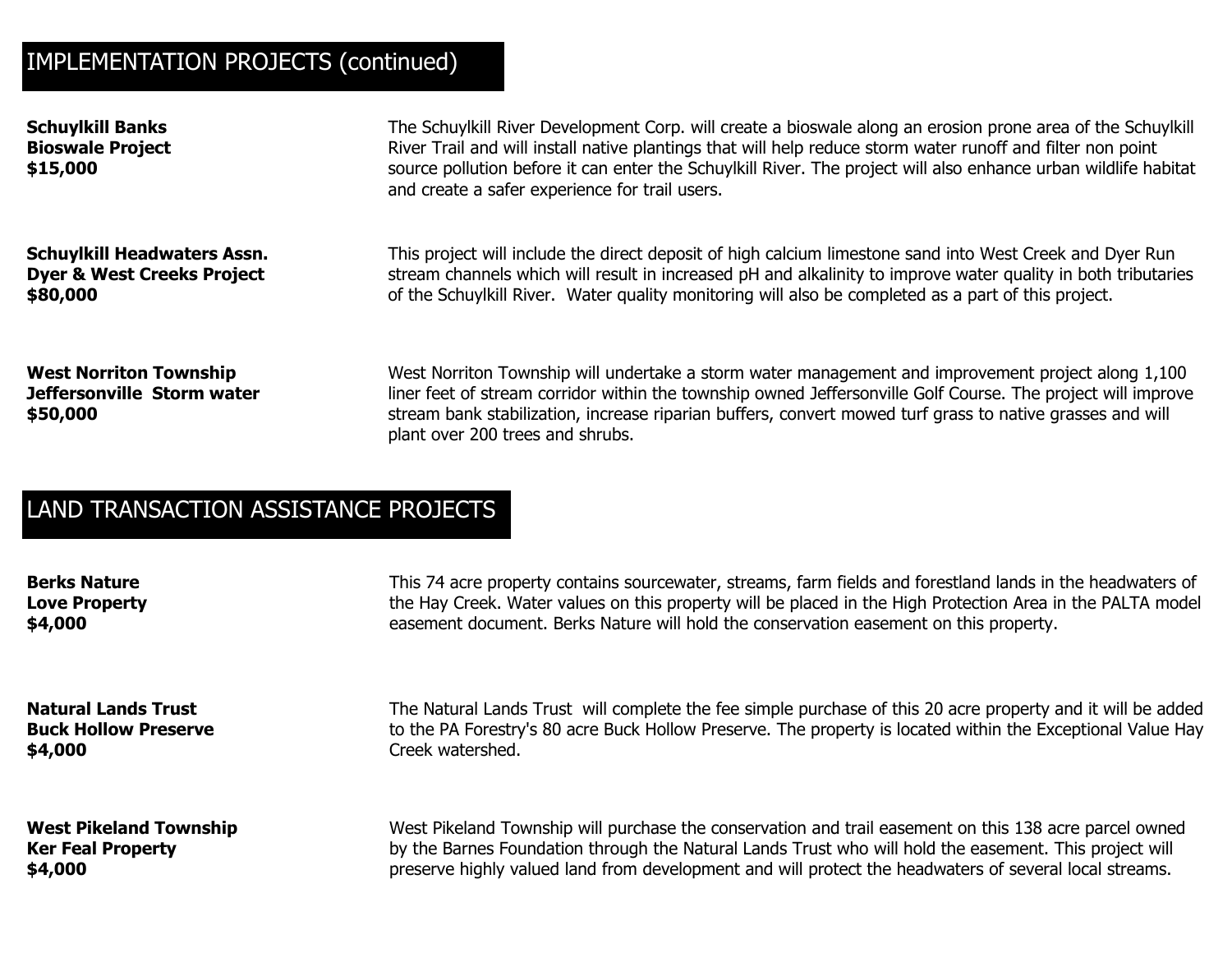## IMPLEMENTATION PROJECTS (continued)

**Schuylkill Banks**
**Bioswale Project**
**$15,000**

The Schuylkill River Development Corp. will create a bioswale along an erosion prone area of the Schuylkill River Trail and will install native plantings that will help reduce storm water runoff and filter non point source pollution before it can enter the Schuylkill River. The project will also enhance urban wildlife habitat and create a safer experience for trail users.

**Schuylkill Headwaters Assn.**
**Dyer & West Creeks Project**
**$80,000**

This project will include the direct deposit of high calcium limestone sand into West Creek and Dyer Run stream channels which will result in increased pH and alkalinity to improve water quality in both tributaries of the Schuylkill River. Water quality monitoring will also be completed as a part of this project.

**West Norriton Township**
**Jeffersonville Storm water**
**$50,000**

West Norriton Township will undertake a storm water management and improvement project along 1,100 liner feet of stream corridor within the township owned Jeffersonville Golf Course. The project will improve stream bank stabilization, increase riparian buffers, convert mowed turf grass to native grasses and will plant over 200 trees and shrubs.

## LAND TRANSACTION ASSISTANCE PROJECTS

**Berks Nature**
**Love Property**
**$4,000**

This 74 acre property contains sourcewater, streams, farm fields and forestland lands in the headwaters of the Hay Creek. Water values on this property will be placed in the High Protection Area in the PALTA model easement document. Berks Nature will hold the conservation easement on this property.

**Natural Lands Trust**
**Buck Hollow Preserve**
**$4,000**

The Natural Lands Trust will complete the fee simple purchase of this 20 acre property and it will be added to the PA Forestry's 80 acre Buck Hollow Preserve. The property is located within the Exceptional Value Hay Creek watershed.

**West Pikeland Township**
**Ker Feal Property**
**$4,000**

West Pikeland Township will purchase the conservation and trail easement on this 138 acre parcel owned by the Barnes Foundation through the Natural Lands Trust who will hold the easement. This project will preserve highly valued land from development and will protect the headwaters of several local streams.